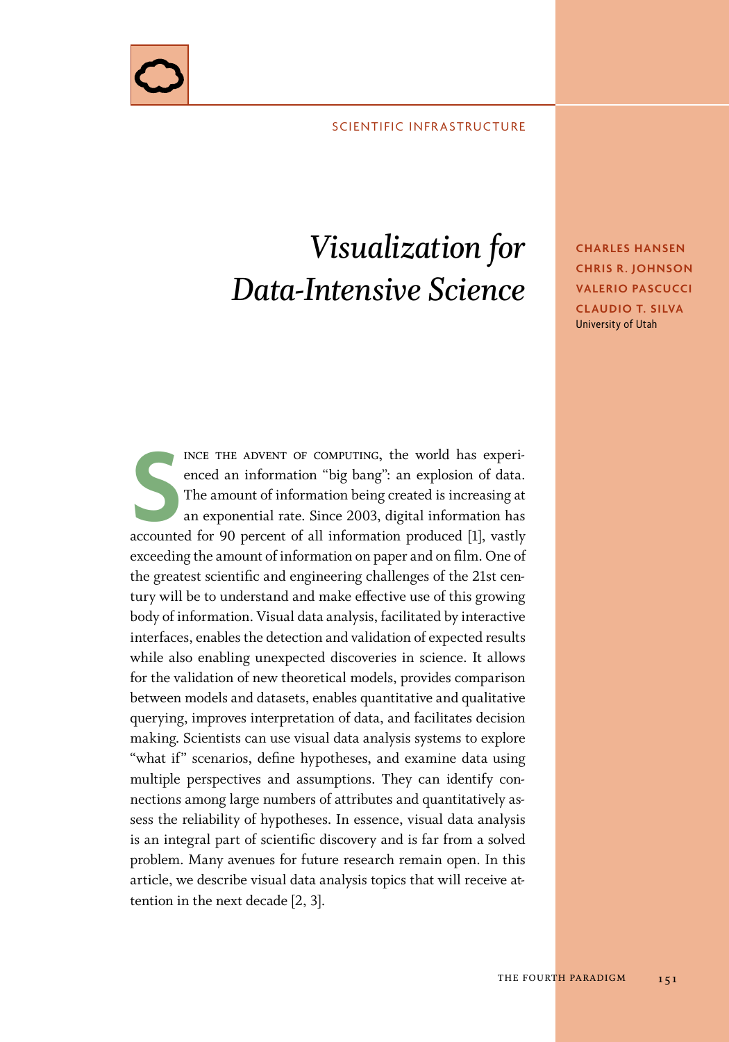SCIENTIFIC INFRASTRUCTURE

# *Visualization for Data-Intensive Science*

**CHARLES HANSEN**
**CHRIS R. JOHNSON**
**VALERIO PASCUCCI**
**CLAUDIO T. SILVA**
University of Utah

Since the advent of computing, the world has experienced an information "big bang": an explosion of data. The amount of information being created is increasing at an exponential rate. Since 2003, digital information has accounted for 90 percent of all information produced [1], vastly exceeding the amount of information on paper and on film. One of the greatest scientific and engineering challenges of the 21st century will be to understand and make effective use of this growing body of information. Visual data analysis, facilitated by interactive interfaces, enables the detection and validation of expected results while also enabling unexpected discoveries in science. It allows for the validation of new theoretical models, provides comparison between models and datasets, enables quantitative and qualitative querying, improves interpretation of data, and facilitates decision making. Scientists can use visual data analysis systems to explore "what if" scenarios, define hypotheses, and examine data using multiple perspectives and assumptions. They can identify connections among large numbers of attributes and quantitatively assess the reliability of hypotheses. In essence, visual data analysis is an integral part of scientific discovery and is far from a solved problem. Many avenues for future research remain open. In this article, we describe visual data analysis topics that will receive attention in the next decade [2, 3].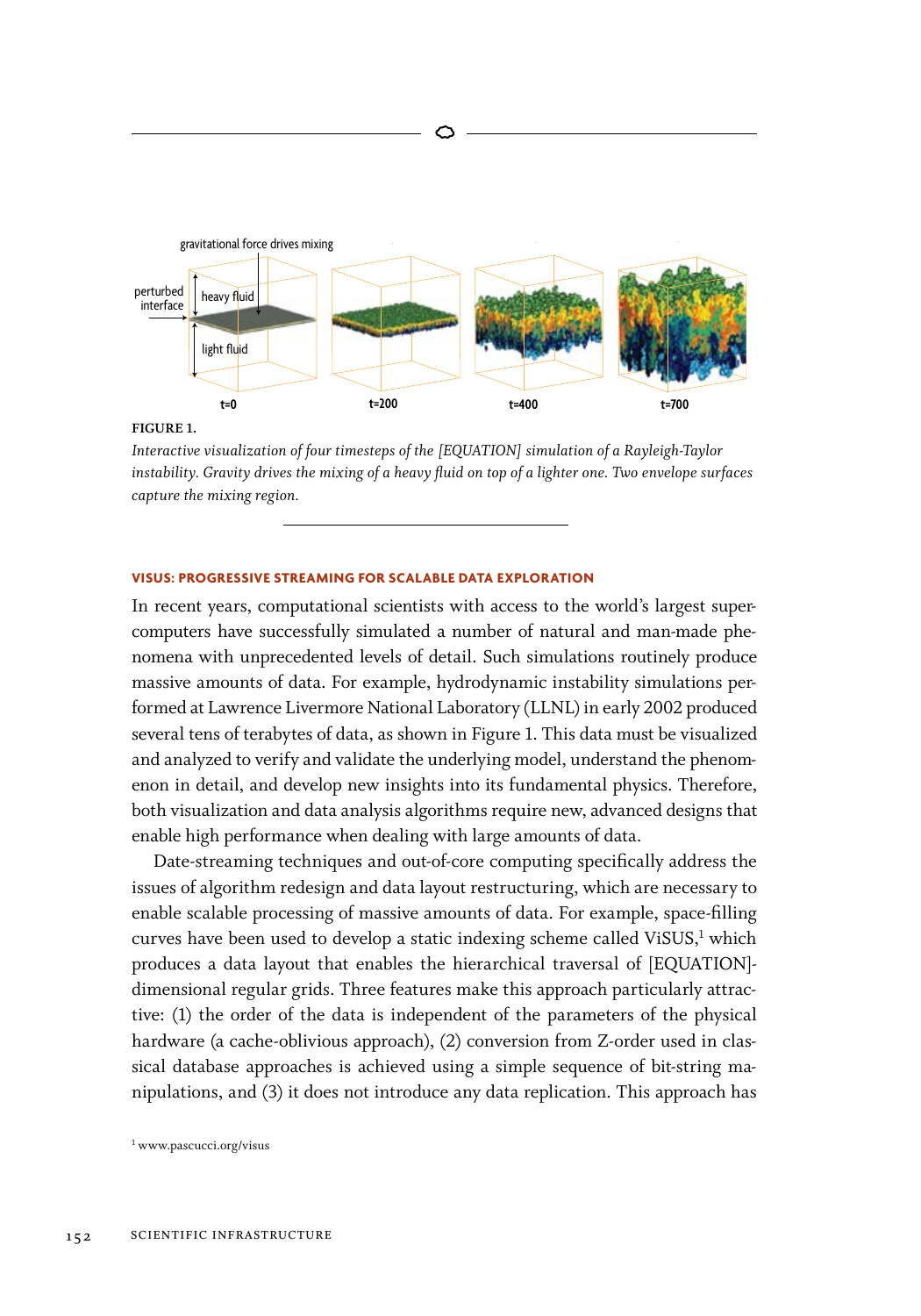FIGURE 1.

*Interactive visualization of four timesteps of the [EQUATION] simulation of a Rayleigh-Taylor instability. Gravity drives the mixing of a heavy fluid on top of a lighter one. Two envelope surfaces capture the mixing region.*

### VISUS: PROGRESSIVE STREAMING FOR SCALABLE DATA EXPLORATION

In recent years, computational scientists with access to the world's largest supercomputers have successfully simulated a number of natural and man-made phenomena with unprecedented levels of detail. Such simulations routinely produce massive amounts of data. For example, hydrodynamic instability simulations performed at Lawrence Livermore National Laboratory (LLNL) in early 2002 produced several tens of terabytes of data, as shown in Figure 1. This data must be visualized and analyzed to verify and validate the underlying model, understand the phenomenon in detail, and develop new insights into its fundamental physics. Therefore, both visualization and data analysis algorithms require new, advanced designs that enable high performance when dealing with large amounts of data.

Date-streaming techniques and out-of-core computing specifically address the issues of algorithm redesign and data layout restructuring, which are necessary to enable scalable processing of massive amounts of data. For example, space-filling curves have been used to develop a static indexing scheme called ViSUS,[1] which produces a data layout that enables the hierarchical traversal of [EQUATION]-dimensional regular grids. Three features make this approach particularly attractive: (1) the order of the data is independent of the parameters of the physical hardware (a cache-oblivious approach), (2) conversion from Z-order used in classical database approaches is achieved using a simple sequence of bit-string manipulations, and (3) it does not introduce any data replication. This approach has

[1] www.pascucci.org/visus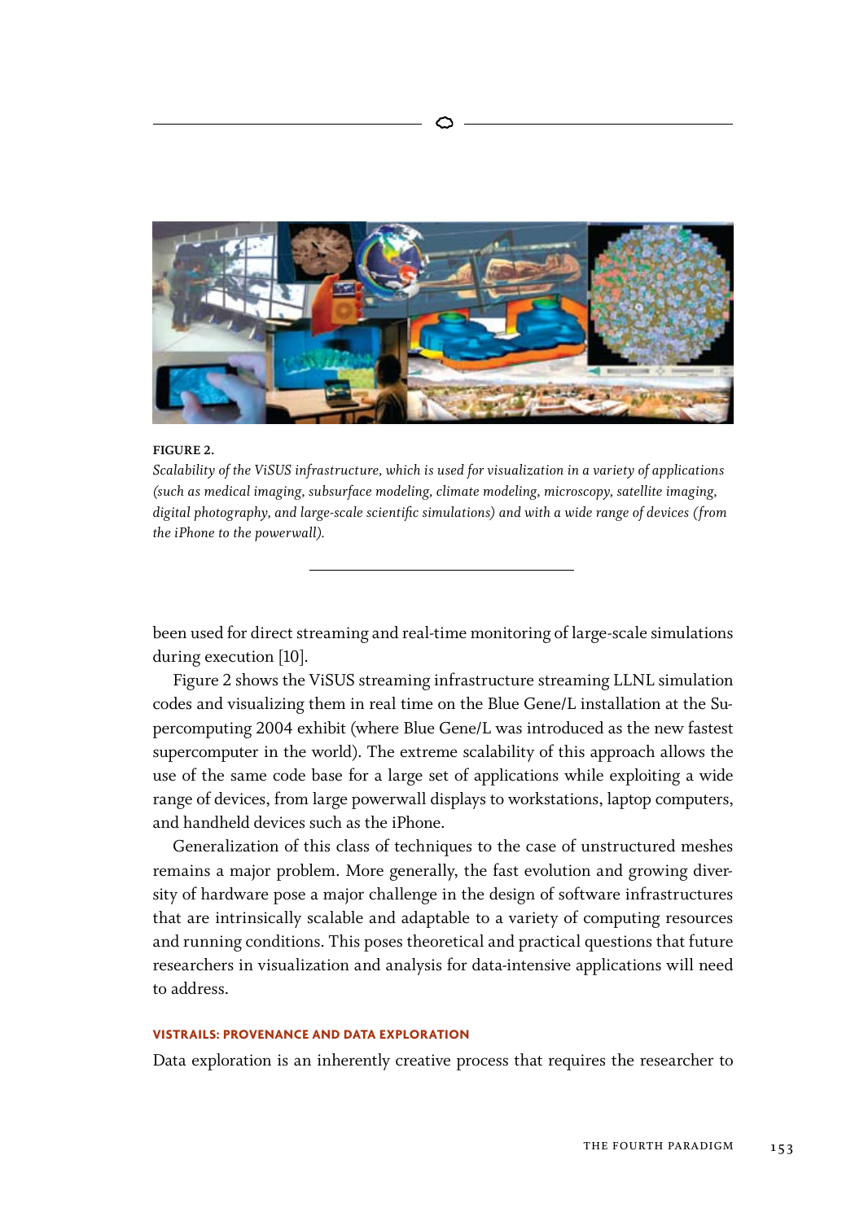**FIGURE 2.**
*Scalability of the ViSUS infrastructure, which is used for visualization in a variety of applications (such as medical imaging, subsurface modeling, climate modeling, microscopy, satellite imaging, digital photography, and large-scale scientific simulations) and with a wide range of devices (from the iPhone to the powerwall).*

been used for direct streaming and real-time monitoring of large-scale simulations during execution [10].

Figure 2 shows the ViSUS streaming infrastructure streaming LLNL simulation codes and visualizing them in real time on the Blue Gene/L installation at the Supercomputing 2004 exhibit (where Blue Gene/L was introduced as the new fastest supercomputer in the world). The extreme scalability of this approach allows the use of the same code base for a large set of applications while exploiting a wide range of devices, from large powerwall displays to workstations, laptop computers, and handheld devices such as the iPhone.

Generalization of this class of techniques to the case of unstructured meshes remains a major problem. More generally, the fast evolution and growing diversity of hardware pose a major challenge in the design of software infrastructures that are intrinsically scalable and adaptable to a variety of computing resources and running conditions. This poses theoretical and practical questions that future researchers in visualization and analysis for data-intensive applications will need to address.

## VISTRAILS: PROVENANCE AND DATA EXPLORATION

Data exploration is an inherently creative process that requires the researcher to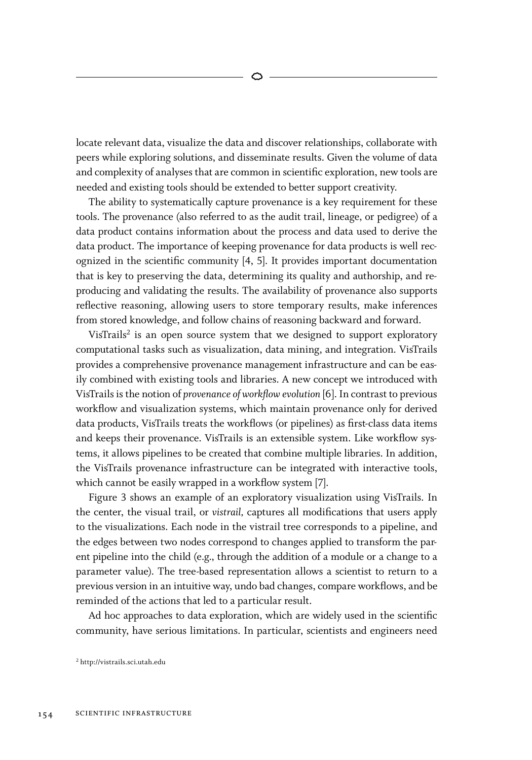locate relevant data, visualize the data and discover relationships, collaborate with peers while exploring solutions, and disseminate results. Given the volume of data and complexity of analyses that are common in scientific exploration, new tools are needed and existing tools should be extended to better support creativity.

The ability to systematically capture provenance is a key requirement for these tools. The provenance (also referred to as the audit trail, lineage, or pedigree) of a data product contains information about the process and data used to derive the data product. The importance of keeping provenance for data products is well recognized in the scientific community [4, 5]. It provides important documentation that is key to preserving the data, determining its quality and authorship, and reproducing and validating the results. The availability of provenance also supports reflective reasoning, allowing users to store temporary results, make inferences from stored knowledge, and follow chains of reasoning backward and forward.

VisTrails[2] is an open source system that we designed to support exploratory computational tasks such as visualization, data mining, and integration. VisTrails provides a comprehensive provenance management infrastructure and can be easily combined with existing tools and libraries. A new concept we introduced with VisTrails is the notion of *provenance of workflow evolution* [6]. In contrast to previous workflow and visualization systems, which maintain provenance only for derived data products, VisTrails treats the workflows (or pipelines) as first-class data items and keeps their provenance. VisTrails is an extensible system. Like workflow systems, it allows pipelines to be created that combine multiple libraries. In addition, the VisTrails provenance infrastructure can be integrated with interactive tools, which cannot be easily wrapped in a workflow system [7].

Figure 3 shows an example of an exploratory visualization using VisTrails. In the center, the visual trail, or *vistrail,* captures all modifications that users apply to the visualizations. Each node in the vistrail tree corresponds to a pipeline, and the edges between two nodes correspond to changes applied to transform the parent pipeline into the child (e.g., through the addition of a module or a change to a parameter value). The tree-based representation allows a scientist to return to a previous version in an intuitive way, undo bad changes, compare workflows, and be reminded of the actions that led to a particular result.

Ad hoc approaches to data exploration, which are widely used in the scientific community, have serious limitations. In particular, scientists and engineers need

[2] http://vistrails.sci.utah.edu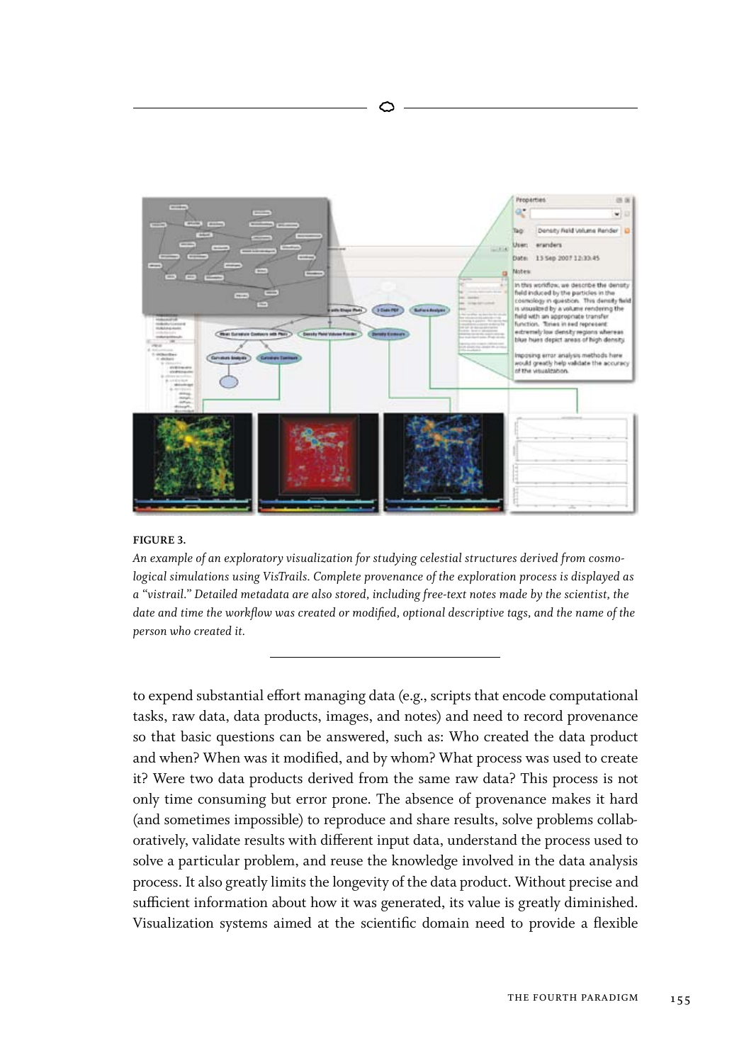**FIGURE 3.**

*An example of an exploratory visualization for studying celestial structures derived from cosmological simulations using VisTrails. Complete provenance of the exploration process is displayed as a "vistrail." Detailed metadata are also stored, including free-text notes made by the scientist, the date and time the workflow was created or modified, optional descriptive tags, and the name of the person who created it.*

to expend substantial effort managing data (e.g., scripts that encode computational tasks, raw data, data products, images, and notes) and need to record provenance so that basic questions can be answered, such as: Who created the data product and when? When was it modified, and by whom? What process was used to create it? Were two data products derived from the same raw data? This process is not only time consuming but error prone. The absence of provenance makes it hard (and sometimes impossible) to reproduce and share results, solve problems collaboratively, validate results with different input data, understand the process used to solve a particular problem, and reuse the knowledge involved in the data analysis process. It also greatly limits the longevity of the data product. Without precise and sufficient information about how it was generated, its value is greatly diminished. Visualization systems aimed at the scientific domain need to provide a flexible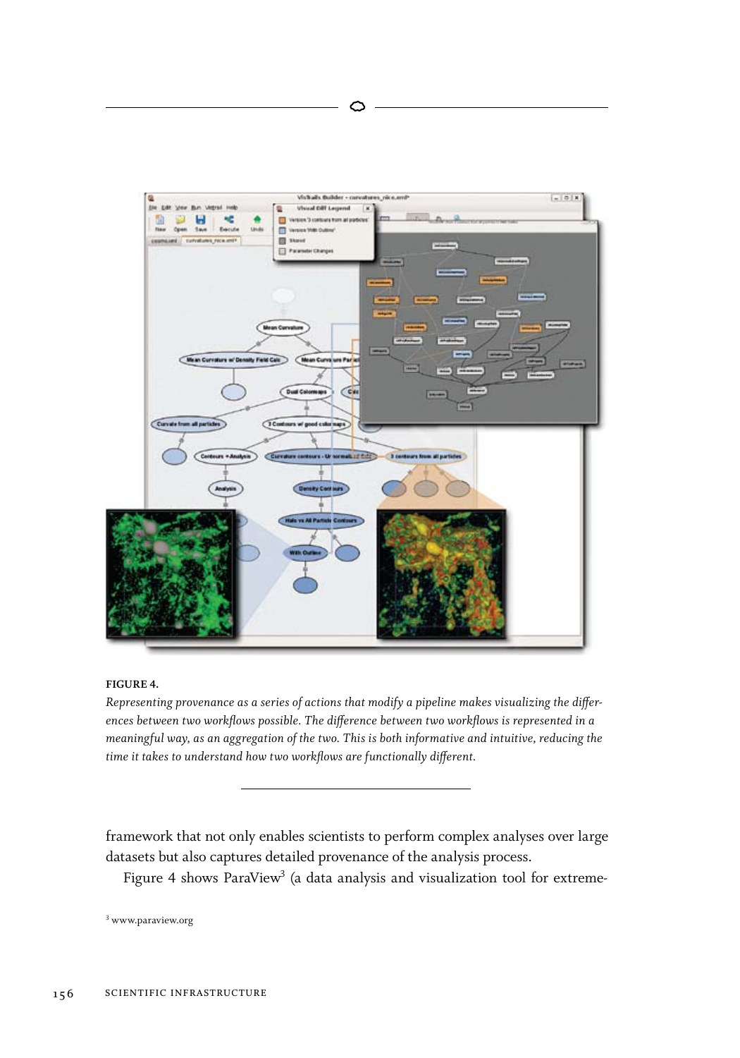**FIGURE 4.**

*Representing provenance as a series of actions that modify a pipeline makes visualizing the differences between two workflows possible. The difference between two workflows is represented in a meaningful way, as an aggregation of the two. This is both informative and intuitive, reducing the time it takes to understand how two workflows are functionally different.*

framework that not only enables scientists to perform complex analyses over large datasets but also captures detailed provenance of the analysis process.

Figure 4 shows ParaView[3] (a data analysis and visualization tool for extreme-

[3] www.paraview.org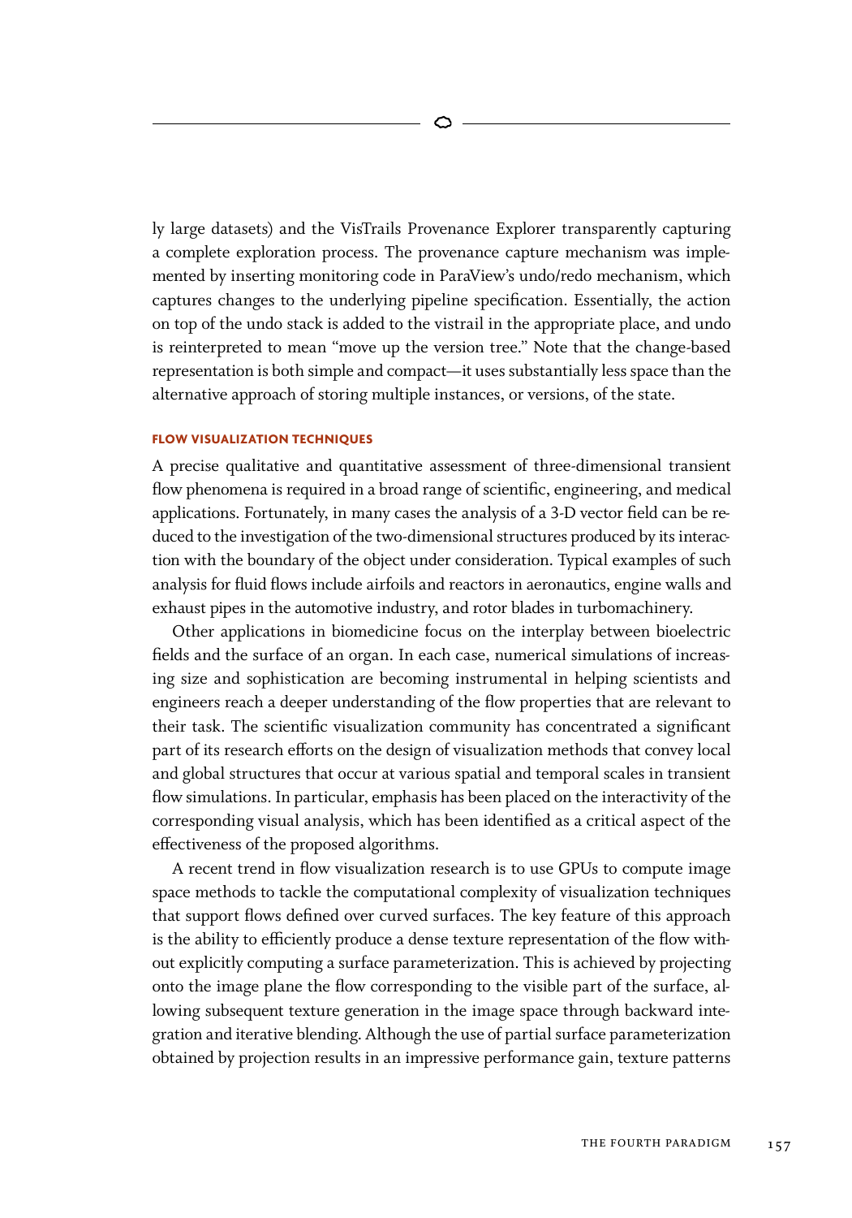ly large datasets) and the VisTrails Provenance Explorer transparently capturing a complete exploration process. The provenance capture mechanism was implemented by inserting monitoring code in ParaView's undo/redo mechanism, which captures changes to the underlying pipeline specification. Essentially, the action on top of the undo stack is added to the vistrail in the appropriate place, and undo is reinterpreted to mean "move up the version tree." Note that the change-based representation is both simple and compact—it uses substantially less space than the alternative approach of storing multiple instances, or versions, of the state.

## FLOW VISUALIZATION TECHNIQUES

A precise qualitative and quantitative assessment of three-dimensional transient flow phenomena is required in a broad range of scientific, engineering, and medical applications. Fortunately, in many cases the analysis of a 3-D vector field can be reduced to the investigation of the two-dimensional structures produced by its interaction with the boundary of the object under consideration. Typical examples of such analysis for fluid flows include airfoils and reactors in aeronautics, engine walls and exhaust pipes in the automotive industry, and rotor blades in turbomachinery.

Other applications in biomedicine focus on the interplay between bioelectric fields and the surface of an organ. In each case, numerical simulations of increasing size and sophistication are becoming instrumental in helping scientists and engineers reach a deeper understanding of the flow properties that are relevant to their task. The scientific visualization community has concentrated a significant part of its research efforts on the design of visualization methods that convey local and global structures that occur at various spatial and temporal scales in transient flow simulations. In particular, emphasis has been placed on the interactivity of the corresponding visual analysis, which has been identified as a critical aspect of the effectiveness of the proposed algorithms.

A recent trend in flow visualization research is to use GPUs to compute image space methods to tackle the computational complexity of visualization techniques that support flows defined over curved surfaces. The key feature of this approach is the ability to efficiently produce a dense texture representation of the flow without explicitly computing a surface parameterization. This is achieved by projecting onto the image plane the flow corresponding to the visible part of the surface, allowing subsequent texture generation in the image space through backward integration and iterative blending. Although the use of partial surface parameterization obtained by projection results in an impressive performance gain, texture patterns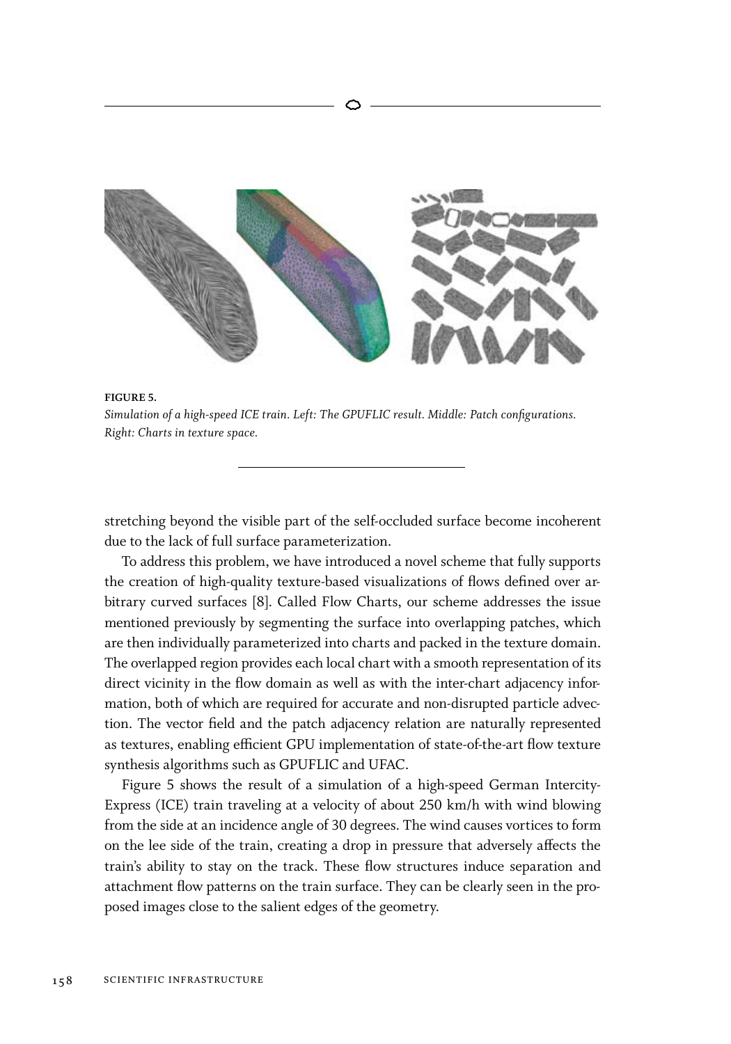**FIGURE 5.**
*Simulation of a high-speed ICE train. Left: The GPUFLIC result. Middle: Patch configurations. Right: Charts in texture space.*

stretching beyond the visible part of the self-occluded surface become incoherent due to the lack of full surface parameterization.

To address this problem, we have introduced a novel scheme that fully supports the creation of high-quality texture-based visualizations of flows defined over arbitrary curved surfaces [8]. Called Flow Charts, our scheme addresses the issue mentioned previously by segmenting the surface into overlapping patches, which are then individually parameterized into charts and packed in the texture domain. The overlapped region provides each local chart with a smooth representation of its direct vicinity in the flow domain as well as with the inter-chart adjacency information, both of which are required for accurate and non-disrupted particle advection. The vector field and the patch adjacency relation are naturally represented as textures, enabling efficient GPU implementation of state-of-the-art flow texture synthesis algorithms such as GPUFLIC and UFAC.

Figure 5 shows the result of a simulation of a high-speed German Intercity-Express (ICE) train traveling at a velocity of about 250 km/h with wind blowing from the side at an incidence angle of 30 degrees. The wind causes vortices to form on the lee side of the train, creating a drop in pressure that adversely affects the train's ability to stay on the track. These flow structures induce separation and attachment flow patterns on the train surface. They can be clearly seen in the proposed images close to the salient edges of the geometry.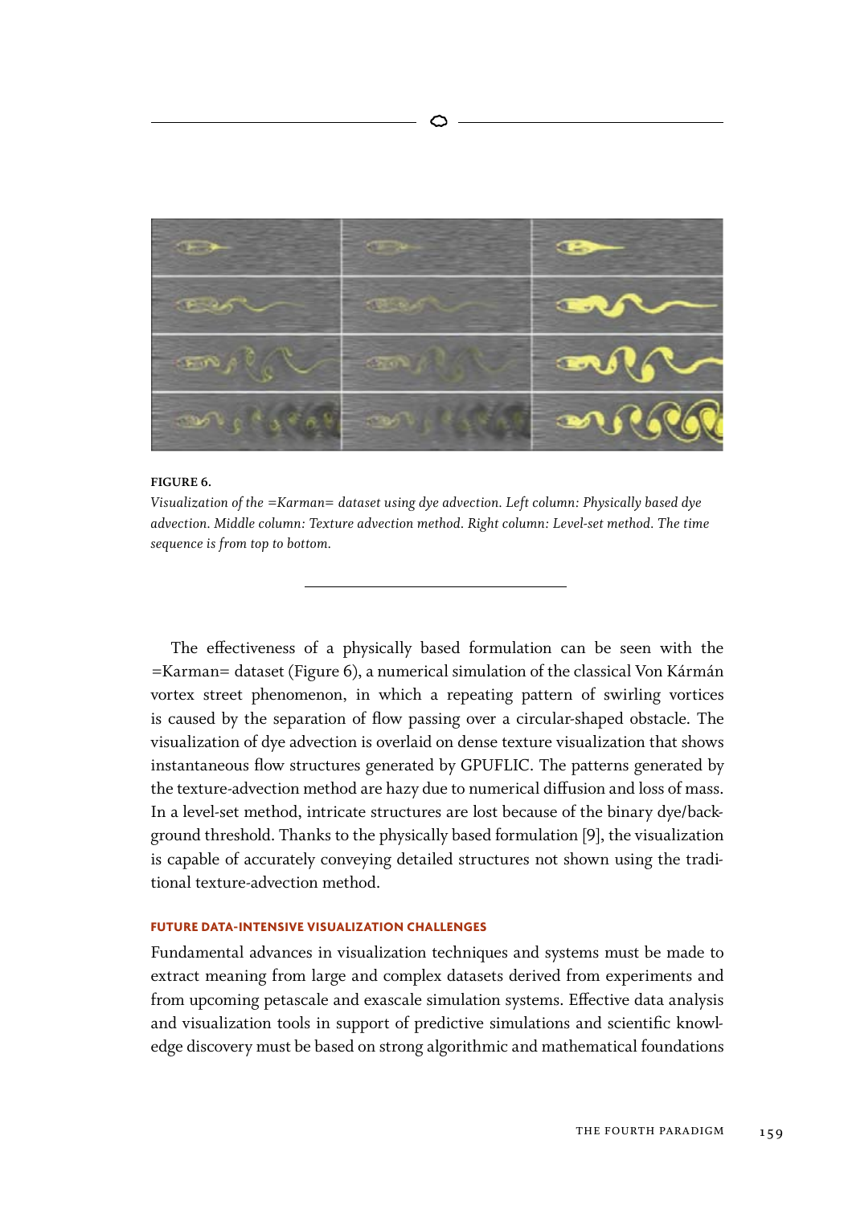**FIGURE 6.**

*Visualization of the =Karman= dataset using dye advection. Left column: Physically based dye advection. Middle column: Texture advection method. Right column: Level-set method. The time sequence is from top to bottom.*

The effectiveness of a physically based formulation can be seen with the =Karman= dataset (Figure 6), a numerical simulation of the classical Von Kármán vortex street phenomenon, in which a repeating pattern of swirling vortices is caused by the separation of flow passing over a circular-shaped obstacle. The visualization of dye advection is overlaid on dense texture visualization that shows instantaneous flow structures generated by GPUFLIC. The patterns generated by the texture-advection method are hazy due to numerical diffusion and loss of mass. In a level-set method, intricate structures are lost because of the binary dye/background threshold. Thanks to the physically based formulation [9], the visualization is capable of accurately conveying detailed structures not shown using the traditional texture-advection method.

## FUTURE DATA-INTENSIVE VISUALIZATION CHALLENGES

Fundamental advances in visualization techniques and systems must be made to extract meaning from large and complex datasets derived from experiments and from upcoming petascale and exascale simulation systems. Effective data analysis and visualization tools in support of predictive simulations and scientific knowledge discovery must be based on strong algorithmic and mathematical foundations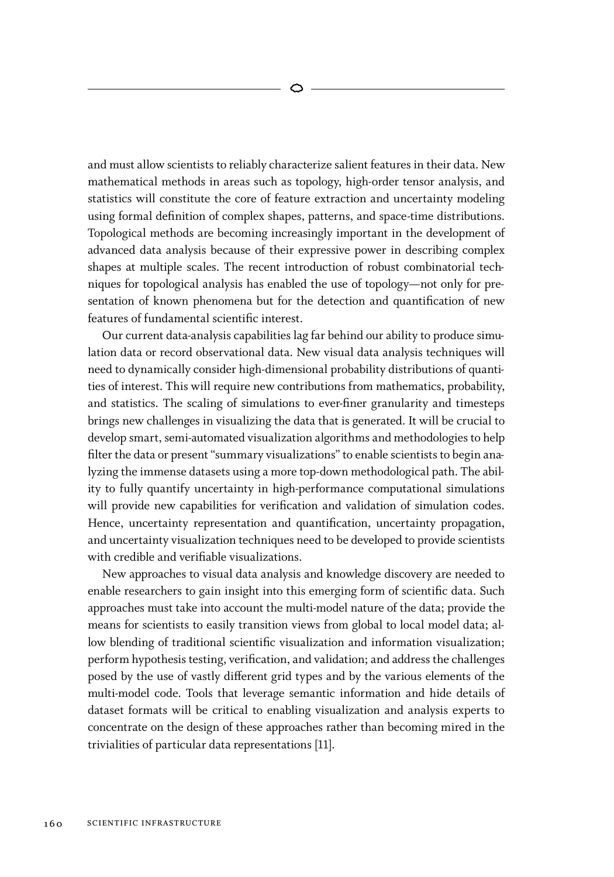and must allow scientists to reliably characterize salient features in their data. New mathematical methods in areas such as topology, high-order tensor analysis, and statistics will constitute the core of feature extraction and uncertainty modeling using formal definition of complex shapes, patterns, and space-time distributions. Topological methods are becoming increasingly important in the development of advanced data analysis because of their expressive power in describing complex shapes at multiple scales. The recent introduction of robust combinatorial techniques for topological analysis has enabled the use of topology—not only for presentation of known phenomena but for the detection and quantification of new features of fundamental scientific interest.

Our current data-analysis capabilities lag far behind our ability to produce simulation data or record observational data. New visual data analysis techniques will need to dynamically consider high-dimensional probability distributions of quantities of interest. This will require new contributions from mathematics, probability, and statistics. The scaling of simulations to ever-finer granularity and timesteps brings new challenges in visualizing the data that is generated. It will be crucial to develop smart, semi-automated visualization algorithms and methodologies to help filter the data or present "summary visualizations" to enable scientists to begin analyzing the immense datasets using a more top-down methodological path. The ability to fully quantify uncertainty in high-performance computational simulations will provide new capabilities for verification and validation of simulation codes. Hence, uncertainty representation and quantification, uncertainty propagation, and uncertainty visualization techniques need to be developed to provide scientists with credible and verifiable visualizations.

New approaches to visual data analysis and knowledge discovery are needed to enable researchers to gain insight into this emerging form of scientific data. Such approaches must take into account the multi-model nature of the data; provide the means for scientists to easily transition views from global to local model data; allow blending of traditional scientific visualization and information visualization; perform hypothesis testing, verification, and validation; and address the challenges posed by the use of vastly different grid types and by the various elements of the multi-model code. Tools that leverage semantic information and hide details of dataset formats will be critical to enabling visualization and analysis experts to concentrate on the design of these approaches rather than becoming mired in the trivialities of particular data representations [11].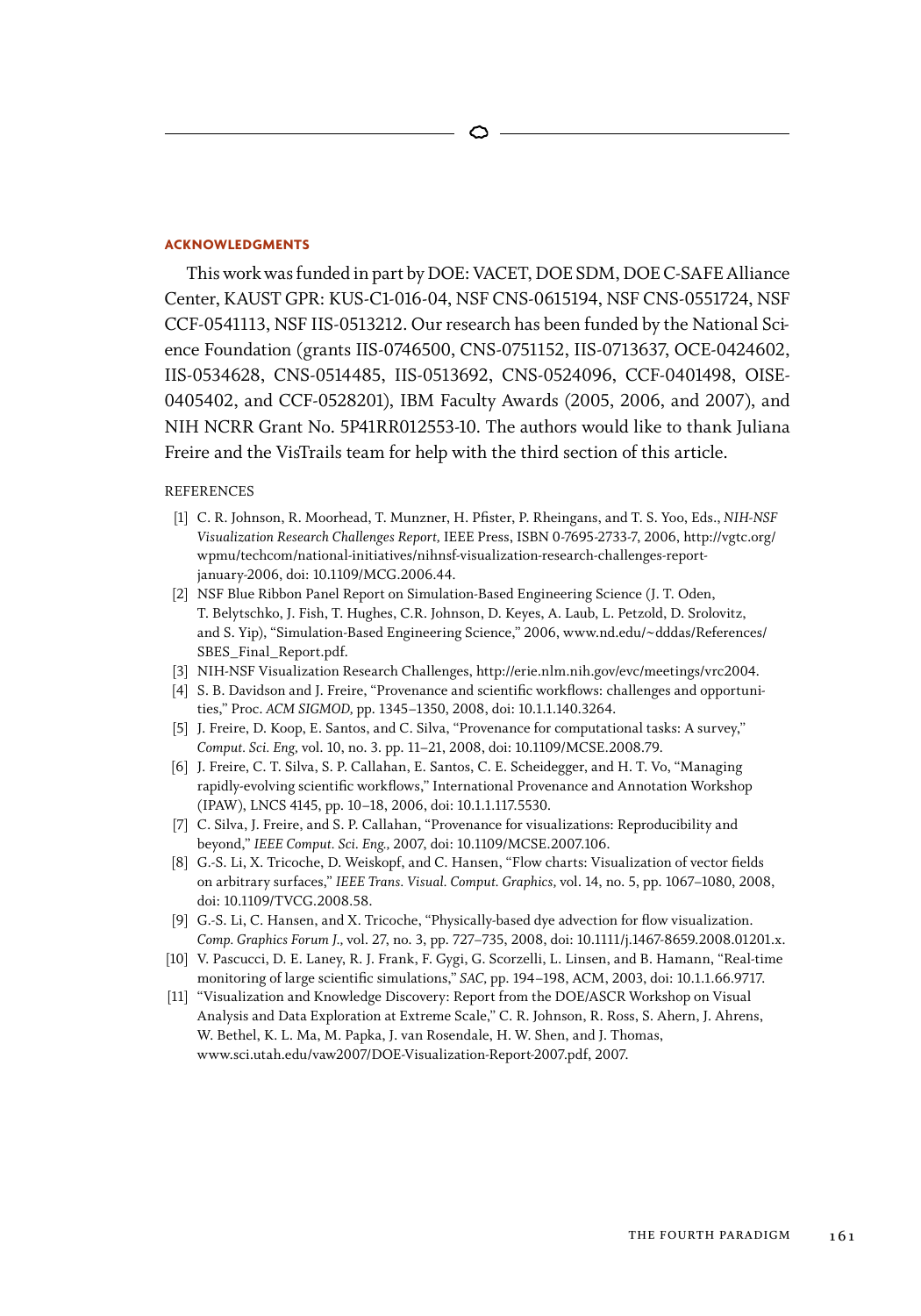## ACKNOWLEDGMENTS

This work was funded in part by DOE: VACET, DOE SDM, DOE C-SAFE Alliance Center, KAUST GPR: KUS-C1-016-04, NSF CNS-0615194, NSF CNS-0551724, NSF CCF-0541113, NSF IIS-0513212. Our research has been funded by the National Science Foundation (grants IIS-0746500, CNS-0751152, IIS-0713637, OCE-0424602, IIS-0534628, CNS-0514485, IIS-0513692, CNS-0524096, CCF-0401498, OISE-0405402, and CCF-0528201), IBM Faculty Awards (2005, 2006, and 2007), and NIH NCRR Grant No. 5P41RR012553-10. The authors would like to thank Juliana Freire and the VisTrails team for help with the third section of this article.

## REFERENCES

[1] C. R. Johnson, R. Moorhead, T. Munzner, H. Pfister, P. Rheingans, and T. S. Yoo, Eds., *NIH-NSF Visualization Research Challenges Report,* IEEE Press, ISBN 0-7695-2733-7, 2006, http://vgtc.org/wpmu/techcom/national-initiatives/nihnsf-visualization-research-challenges-report-january-2006, doi: 10.1109/MCG.2006.44.

[2] NSF Blue Ribbon Panel Report on Simulation-Based Engineering Science (J. T. Oden, T. Belytschko, J. Fish, T. Hughes, C.R. Johnson, D. Keyes, A. Laub, L. Petzold, D. Srolovitz, and S. Yip), "Simulation-Based Engineering Science," 2006, www.nd.edu/~dddas/References/SBES_Final_Report.pdf.

[3] NIH-NSF Visualization Research Challenges, http://erie.nlm.nih.gov/evc/meetings/vrc2004.

[4] S. B. Davidson and J. Freire, "Provenance and scientific workflows: challenges and opportunities," Proc. *ACM SIGMOD,* pp. 1345–1350, 2008, doi: 10.1.1.140.3264.

[5] J. Freire, D. Koop, E. Santos, and C. Silva, "Provenance for computational tasks: A survey," *Comput. Sci. Eng,* vol. 10, no. 3. pp. 11–21, 2008, doi: 10.1109/MCSE.2008.79.

[6] J. Freire, C. T. Silva, S. P. Callahan, E. Santos, C. E. Scheidegger, and H. T. Vo, "Managing rapidly-evolving scientific workflows," International Provenance and Annotation Workshop (IPAW), LNCS 4145, pp. 10–18, 2006, doi: 10.1.1.117.5530.

[7] C. Silva, J. Freire, and S. P. Callahan, "Provenance for visualizations: Reproducibility and beyond," *IEEE Comput. Sci. Eng.,* 2007, doi: 10.1109/MCSE.2007.106.

[8] G.-S. Li, X. Tricoche, D. Weiskopf, and C. Hansen, "Flow charts: Visualization of vector fields on arbitrary surfaces," *IEEE Trans. Visual. Comput. Graphics,* vol. 14, no. 5, pp. 1067–1080, 2008, doi: 10.1109/TVCG.2008.58.

[9] G.-S. Li, C. Hansen, and X. Tricoche, "Physically-based dye advection for flow visualization. *Comp. Graphics Forum J.,* vol. 27, no. 3, pp. 727–735, 2008, doi: 10.1111/j.1467-8659.2008.01201.x.

[10] V. Pascucci, D. E. Laney, R. J. Frank, F. Gygi, G. Scorzelli, L. Linsen, and B. Hamann, "Real-time monitoring of large scientific simulations," *SAC,* pp. 194–198, ACM, 2003, doi: 10.1.1.66.9717.

[11] "Visualization and Knowledge Discovery: Report from the DOE/ASCR Workshop on Visual Analysis and Data Exploration at Extreme Scale," C. R. Johnson, R. Ross, S. Ahern, J. Ahrens, W. Bethel, K. L. Ma, M. Papka, J. van Rosendale, H. W. Shen, and J. Thomas, www.sci.utah.edu/vaw2007/DOE-Visualization-Report-2007.pdf, 2007.